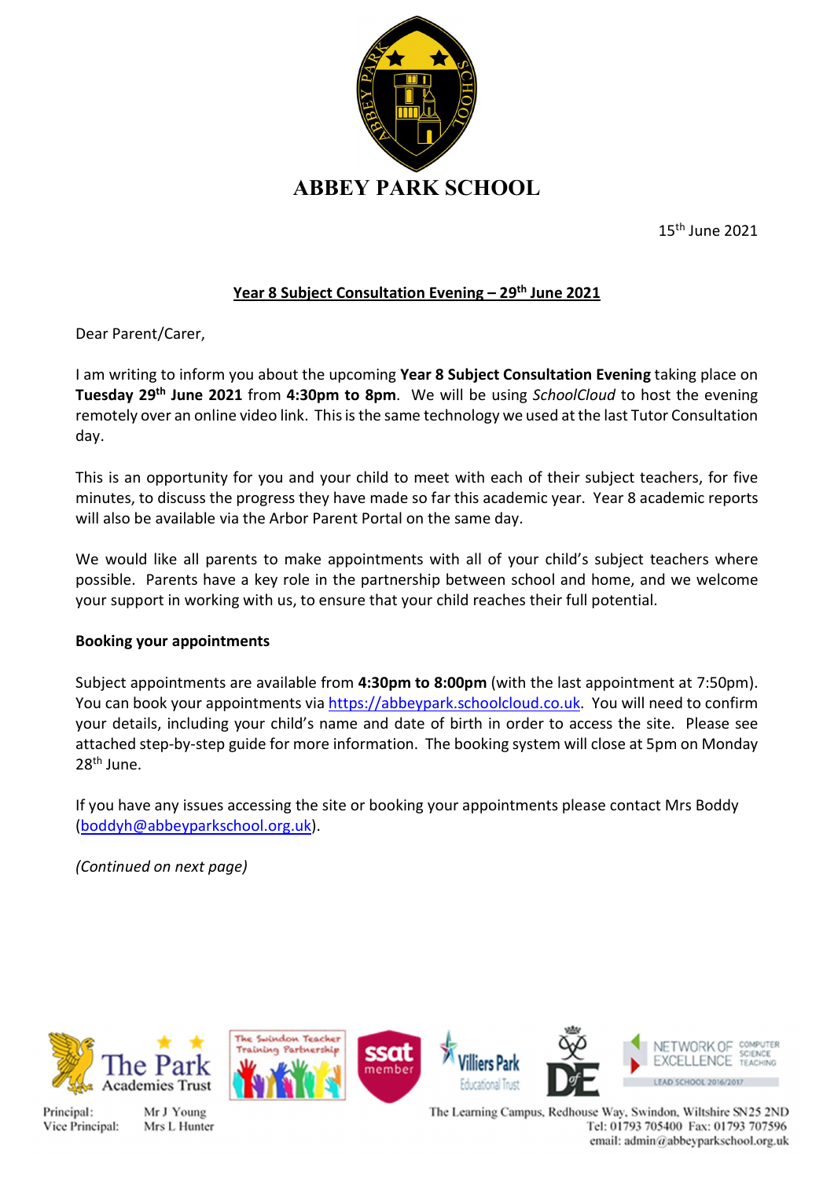# ABBEY PARK SCHOOL

15th June 2021

**Year 8 Subject Consultation Evening – 29th June 2021**

Dear Parent/Carer,

I am writing to inform you about the upcoming **Year 8 Subject Consultation Evening** taking place on **Tuesday 29th June 2021** from **4:30pm to 8pm**. We will be using *SchoolCloud* to host the evening remotely over an online video link. This is the same technology we used at the last Tutor Consultation day.

This is an opportunity for you and your child to meet with each of their subject teachers, for five minutes, to discuss the progress they have made so far this academic year. Year 8 academic reports will also be available via the Arbor Parent Portal on the same day.

We would like all parents to make appointments with all of your child's subject teachers where possible. Parents have a key role in the partnership between school and home, and we welcome your support in working with us, to ensure that your child reaches their full potential.

**Booking your appointments**

Subject appointments are available from **4:30pm to 8:00pm** (with the last appointment at 7:50pm). You can book your appointments via https://abbeypark.schoolcloud.co.uk. You will need to confirm your details, including your child's name and date of birth in order to access the site. Please see attached step-by-step guide for more information. The booking system will close at 5pm on Monday 28th June.

If you have any issues accessing the site or booking your appointments please contact Mrs Boddy (boddyh@abbeyparkschool.org.uk).

*(Continued on next page)*

Principal: Mr J Young
Vice Principal: Mrs L Hunter

The Learning Campus, Redhouse Way, Swindon, Wiltshire SN25 2ND
Tel: 01793 705400 Fax: 01793 707596
email: admin@abbeyparkschool.org.uk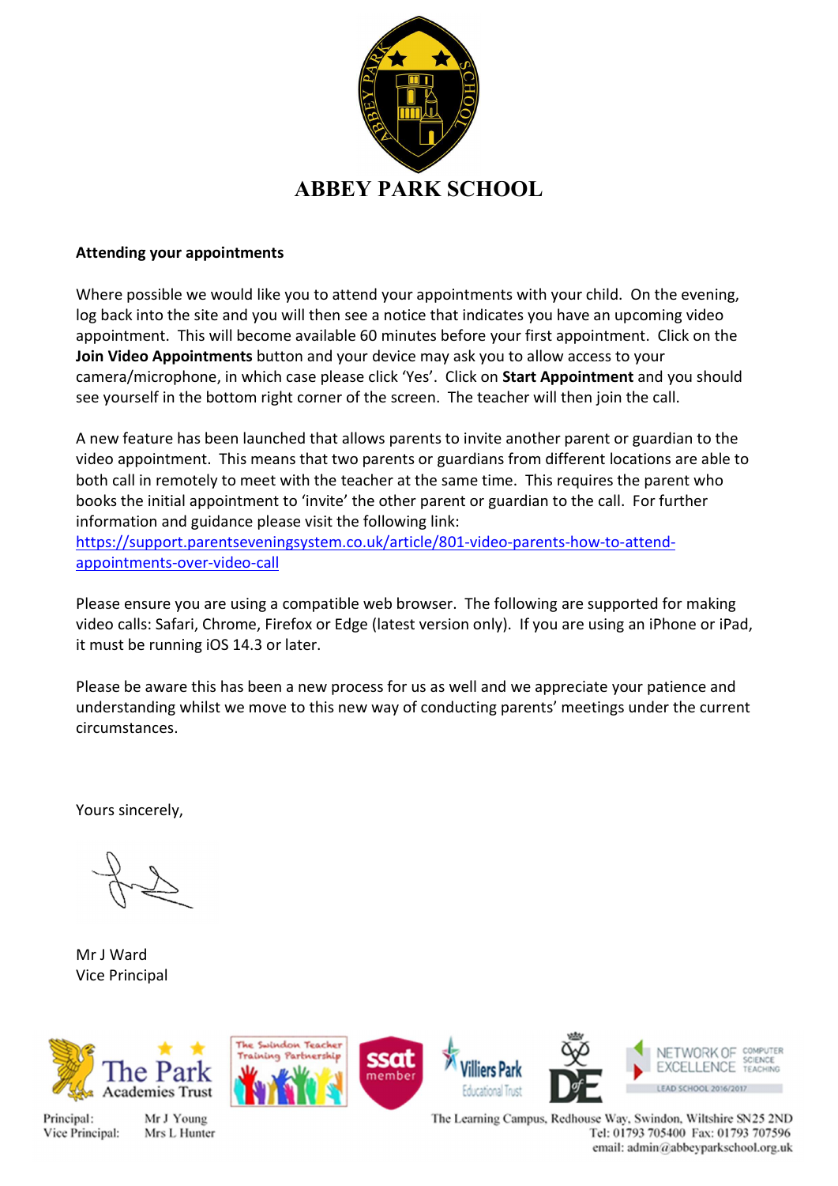# ABBEY PARK SCHOOL

**Attending your appointments**

Where possible we would like you to attend your appointments with your child. On the evening, log back into the site and you will then see a notice that indicates you have an upcoming video appointment. This will become available 60 minutes before your first appointment. Click on the **Join Video Appointments** button and your device may ask you to allow access to your camera/microphone, in which case please click 'Yes'. Click on **Start Appointment** and you should see yourself in the bottom right corner of the screen. The teacher will then join the call.

A new feature has been launched that allows parents to invite another parent or guardian to the video appointment. This means that two parents or guardians from different locations are able to both call in remotely to meet with the teacher at the same time. This requires the parent who books the initial appointment to 'invite' the other parent or guardian to the call. For further information and guidance please visit the following link:
[https://support.parentseveningsystem.co.uk/article/801-video-parents-how-to-attend-appointments-over-video-call](https://support.parentseveningsystem.co.uk/article/801-video-parents-how-to-attend-appointments-over-video-call)

Please ensure you are using a compatible web browser. The following are supported for making video calls: Safari, Chrome, Firefox or Edge (latest version only). If you are using an iPhone or iPad, it must be running iOS 14.3 or later.

Please be aware this has been a new process for us as well and we appreciate your patience and understanding whilst we move to this new way of conducting parents' meetings under the current circumstances.

Yours sincerely,

Mr J Ward
Vice Principal

Principal: Mr J Young
Vice Principal: Mrs L Hunter

The Learning Campus, Redhouse Way, Swindon, Wiltshire SN25 2ND
Tel: 01793 705400 Fax: 01793 707596
email: admin@abbeyparkschool.org.uk